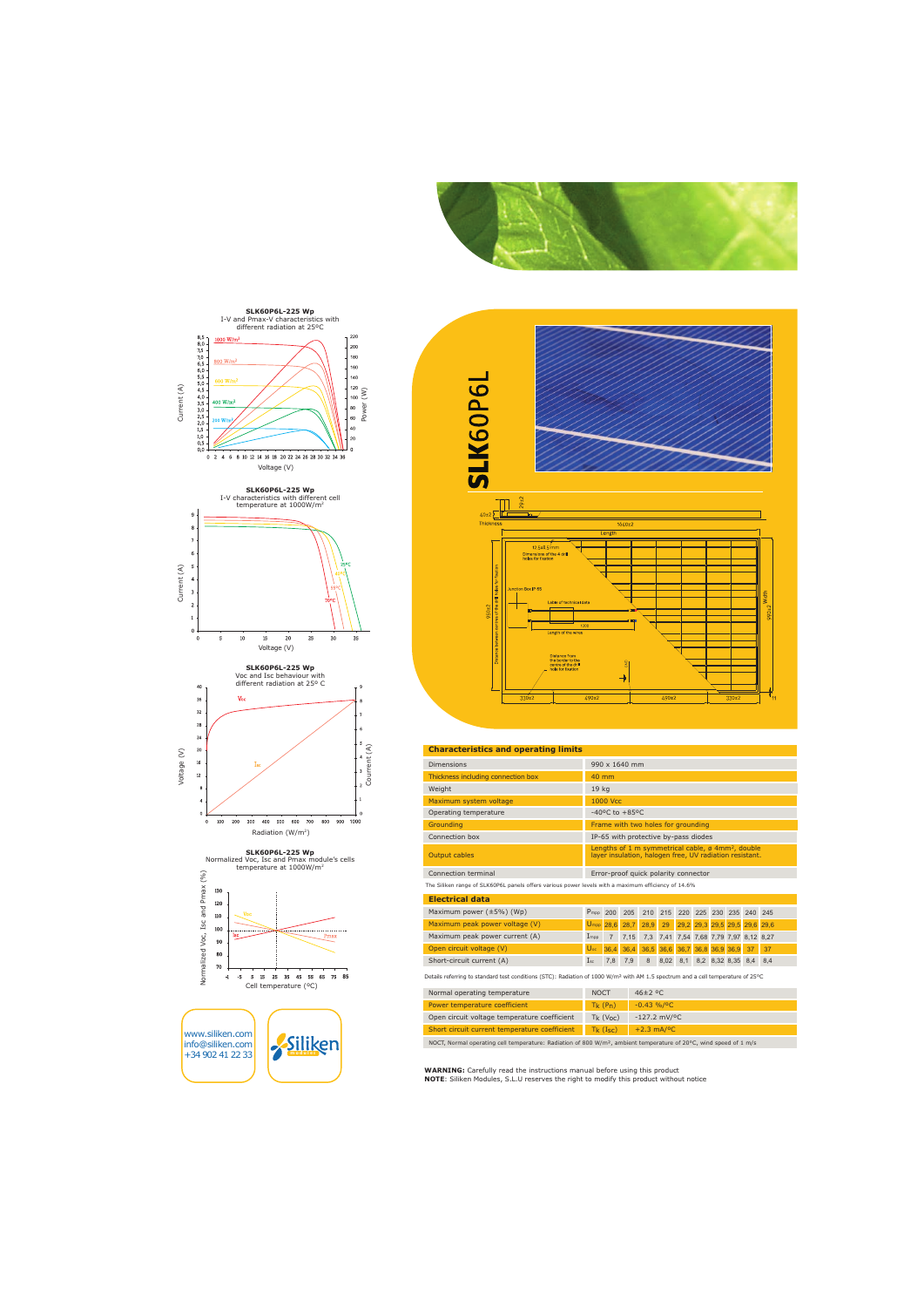# SLK60P6L

## Characteristics and operating limits

| | |
|---|---|
| Dimensions | 990 x 1640 mm |
| Thickness including connection box | 40 mm |
| Weight | 19 kg |
| Maximum system voltage | 1000 Vcc |
| Operating temperature | -40ºC to +85ºC |
| Grounding | Frame with two holes for grounding |
| Connection box | IP-65 with protective by-pass diodes |
| Output cables | Lengths of 1 m symmetrical cable, ø 4mm², double layer insulation, halogen free, UV radiation resistant. |
| Connection terminal | Error-proof quick polarity connector |

The Siliken range of SLK60P6L panels offers various power levels with a maximum efficiency of 14.6%

## Electrical data

| | | | | | | | | | | | |
|---|---|---|---|---|---|---|---|---|---|---|---|
| Maximum power (±5%) (Wp) | $P_{mpp}$ | 200 | 205 | 210 | 215 | 220 | 225 | 230 | 235 | 240 | 245 |
| Maximum peak power voltage (V) | $U_{mpp}$ | 28,6 | 28,7 | 28,9 | 29 | 29,2 | 29,3 | 29,5 | 29,5 | 29,6 | 29,6 |
| Maximum peak power current (A) | $I_{mpp}$ | 7 | 7,15 | 7,3 | 7,41 | 7,54 | 7,68 | 7,79 | 7,97 | 8,12 | 8,27 |
| Open circuit voltage (V) | $U_{oc}$ | 36,4 | 36,4 | 36,5 | 36,6 | 36,7 | 36,8 | 36,9 | 36,9 | 37 | 37 |
| Short-circuit current (A) | $I_{sc}$ | 7,8 | 7,9 | 8 | 8,02 | 8,1 | 8,2 | 8,32 | 8,35 | 8,4 | 8,4 |

Details referring to standard test conditions (STC): Radiation of 1000 W/m² with AM 1.5 spectrum and a cell temperature of 25ºC

| | | |
|---|---|---|
| Normal operating temperature | NOCT | 46±2 ºC |
| Power temperature coefficient | $T_K$ ($P_n$) | -0.43 %/ºC |
| Open circuit voltage temperature coefficient | $T_K$ ($V_{OC}$) | -127.2 mV/ºC |
| Short circuit current temperature coefficient | $T_K$ ($I_{SC}$) | +2.3 mA/ºC |

NOCT, Normal operating cell temperature: Radiation of 800 W/m², ambient temperature of 20ºC, wind speed of 1 m/s

**WARNING:** Carefully read the instructions manual before using this product
**NOTE**: Siliken Modules, S.L.U reserves the right to modify this product without notice

**SLK60P6L-225 Wp**
I-V and Pmax-V characteristics with different radiation at 25ºC

**SLK60P6L-225 Wp**
I-V characteristics with different cell temperature at 1000W/m²

**SLK60P6L-225 Wp**
Voc and Isc behaviour with different radiation at 25º C

**SLK60P6L-225 Wp**
Normalized Voc, Isc and Pmax module's cells temperature at 1000W/m²

www.siliken.com
info@siliken.com
+34 902 41 22 33

Siliken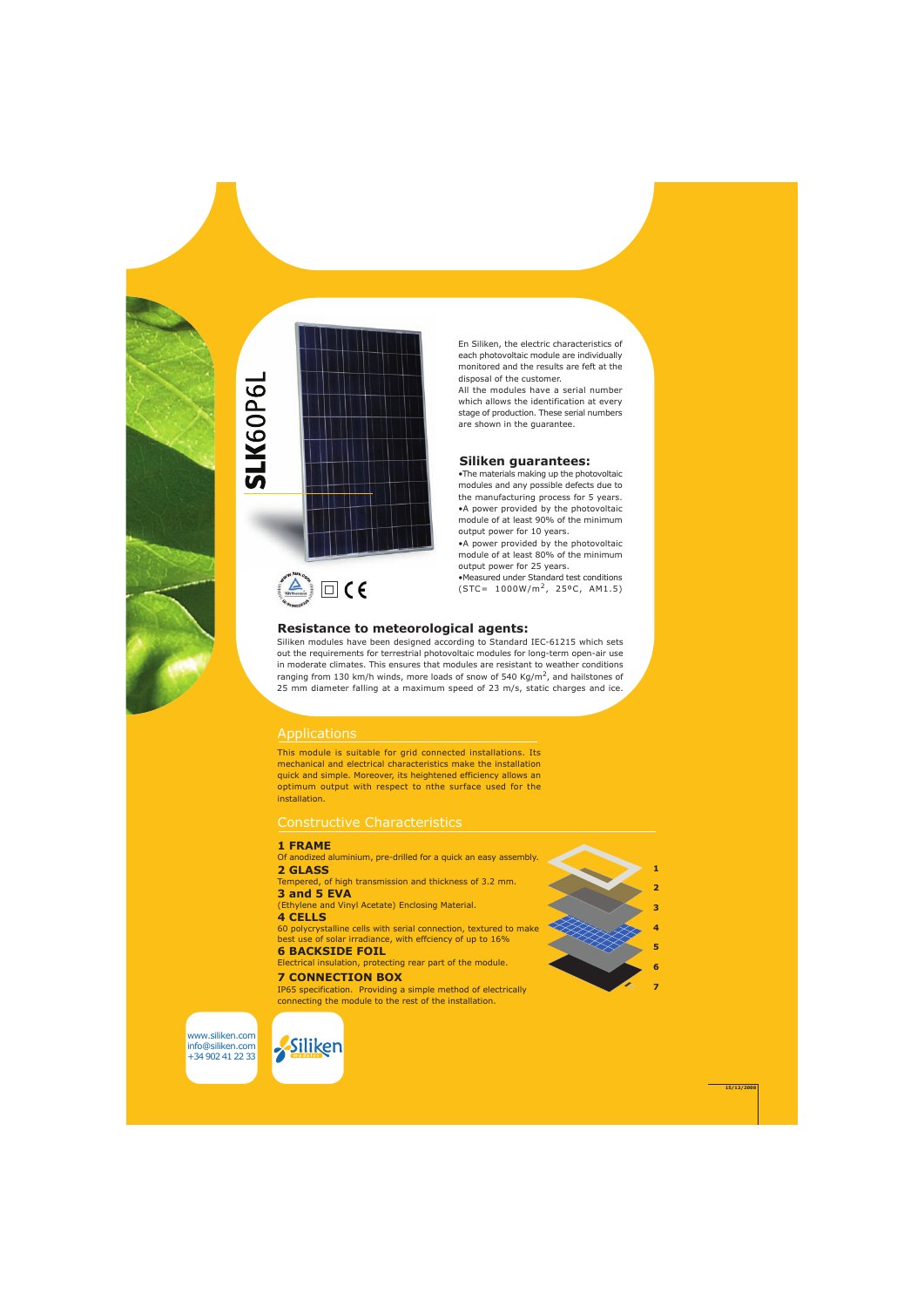# SLK60P6L

En Siliken, the electric characteristics of each photovoltaic module are individually monitored and the results are feft at the disposal of the customer.

All the modules have a serial number which allows the identification at every stage of production. These serial numbers are shown in the guarantee.

## Siliken guarantees:

- The materials making up the photovoltaic modules and any possible defects due to the manufacturing process for 5 years.
- A power provided by the photovoltaic module of at least 90% of the minimum output power for 10 years.
- A power provided by the photovoltaic module of at least 80% of the minimum output power for 25 years.
- Measured under Standard test conditions (STC= 1000W/m$^2$, 25ºC, AM1.5)

## Resistance to meteorological agents:

Siliken modules have been designed according to Standard IEC-61215 which sets out the requirements for terrestrial photovoltaic modules for long-term open-air use in moderate climates. This ensures that modules are resistant to weather conditions ranging from 130 km/h winds, more loads of snow of 540 Kg/m$^2$, and hailstones of 25 mm diameter falling at a maximum speed of 23 m/s, static charges and ice.

## Applications

This module is suitable for grid connected installations. Its mechanical and electrical characteristics make the installation quick and simple. Moreover, its heightened efficiency allows an optimum output with respect to nthe surface used for the installation.

## Constructive Characteristics

**1 FRAME**
Of anodized aluminium, pre-drilled for a quick an easy assembly.

**2 GLASS**
Tempered, of high transmission and thickness of 3.2 mm.

**3 and 5 EVA**
(Ethylene and Vinyl Acetate) Enclosing Material.

**4 CELLS**
60 polycrystalline cells with serial connection, textured to make best use of solar irradiance, with effciency of up to 16%

**6 BACKSIDE FOIL**
Electrical insulation, protecting rear part of the module.

**7 CONNECTION BOX**
IP65 specification. Providing a simple method of electrically connecting the module to the rest of the installation.

1
2
3
4
5
6
7

www.siliken.com
info@siliken.com
+34 902 41 22 33

Siliken

15/12/2008